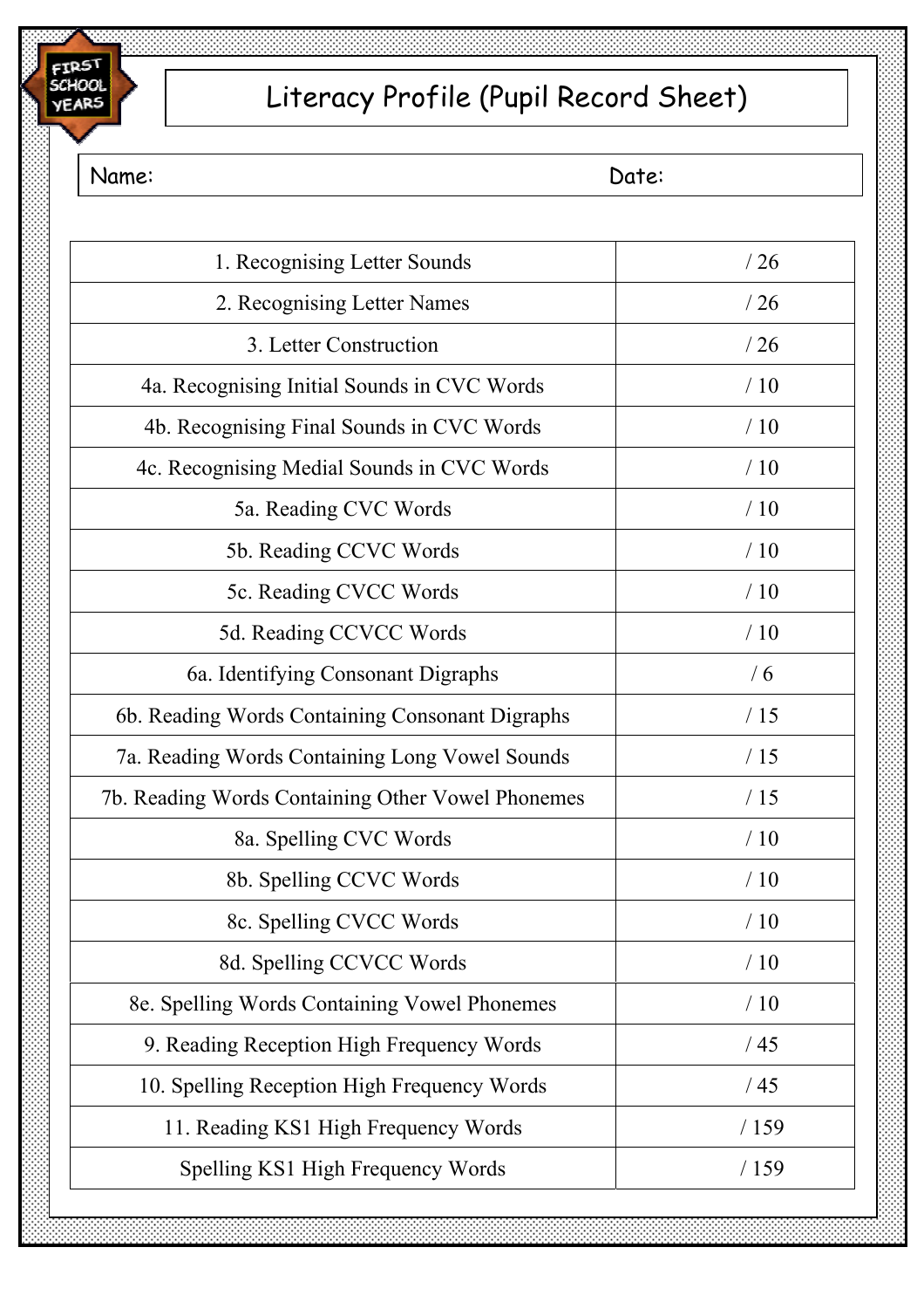FIRST SCHOOL YEARS

# Literacy Profile (Pupil Record Sheet)

Name: Date:

| Assessment | Score |
|---|---|
| 1. Recognising Letter Sounds | / 26 |
| 2. Recognising Letter Names | / 26 |
| 3. Letter Construction | / 26 |
| 4a. Recognising Initial Sounds in CVC Words | / 10 |
| 4b. Recognising Final Sounds in CVC Words | / 10 |
| 4c. Recognising Medial Sounds in CVC Words | / 10 |
| 5a. Reading CVC Words | / 10 |
| 5b. Reading CCVC Words | / 10 |
| 5c. Reading CVCC Words | / 10 |
| 5d. Reading CCVCC Words | / 10 |
| 6a. Identifying Consonant Digraphs | / 6 |
| 6b. Reading Words Containing Consonant Digraphs | / 15 |
| 7a. Reading Words Containing Long Vowel Sounds | / 15 |
| 7b. Reading Words Containing Other Vowel Phonemes | / 15 |
| 8a. Spelling CVC Words | / 10 |
| 8b. Spelling CCVC Words | / 10 |
| 8c. Spelling CVCC Words | / 10 |
| 8d. Spelling CCVCC Words | / 10 |
| 8e. Spelling Words Containing Vowel Phonemes | / 10 |
| 9. Reading Reception High Frequency Words | / 45 |
| 10. Spelling Reception High Frequency Words | / 45 |
| 11. Reading KS1 High Frequency Words | / 159 |
| Spelling KS1 High Frequency Words | / 159 |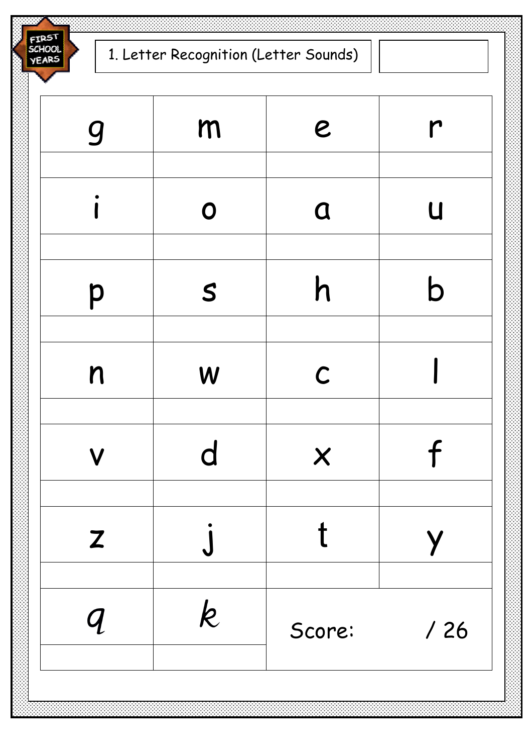FIRST SCHOOL YEARS

# 1. Letter Recognition (Letter Sounds)

| g | m | e | r |
|---|---|---|---|
| | | | |
| i | o | a | u |
| | | | |
| p | s | h | b |
| | | | |
| n | w | c | l |
| | | | |
| v | d | x | f |
| | | | |
| z | j | t | y |
| | | | |
| q | k | Score: | / 26 |
| | | | |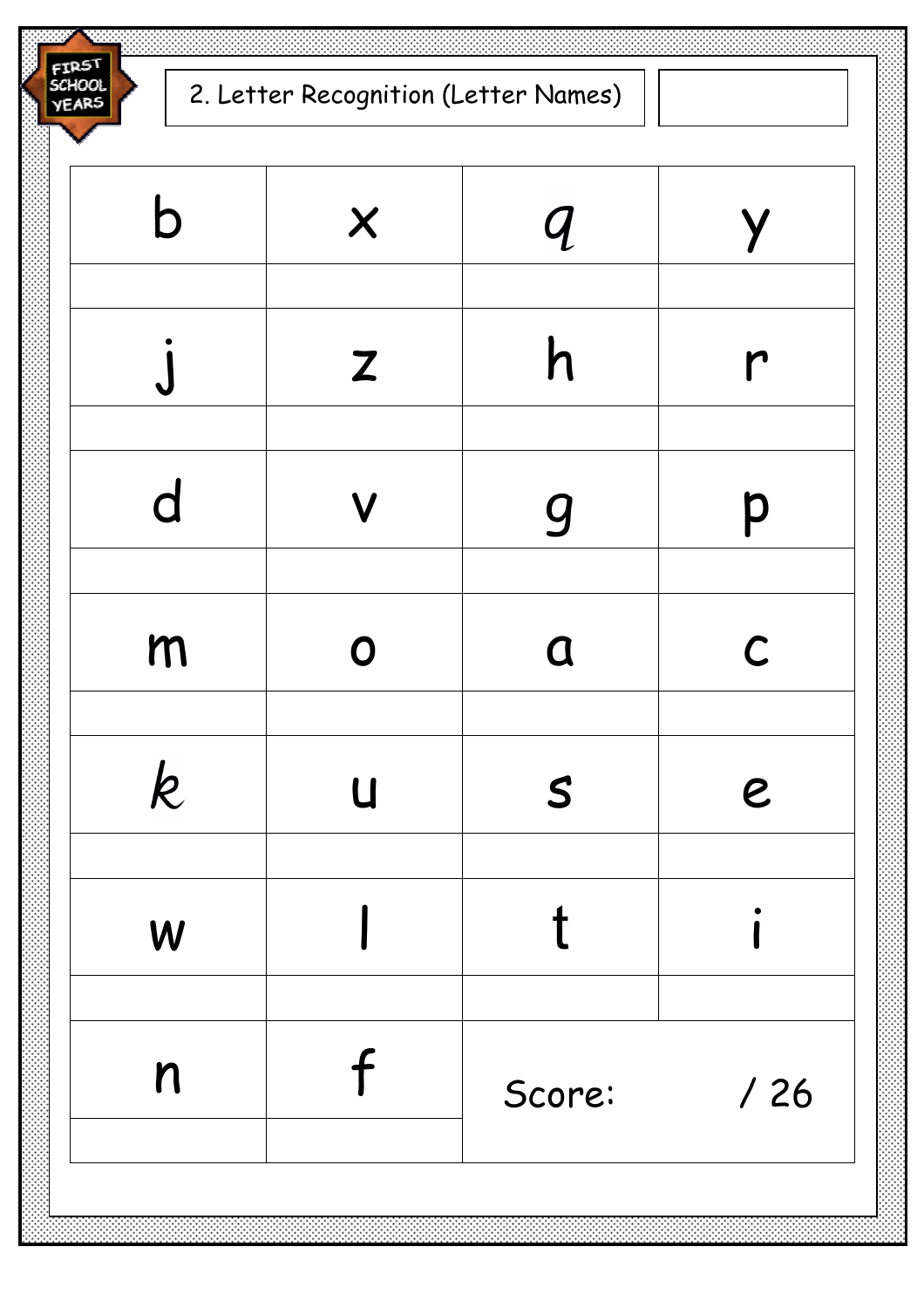FIRST SCHOOL YEARS

## 2. Letter Recognition (Letter Names)

| b | x | q | y |
|---|---|---|---|
| | | | |
| j | z | h | r |
| | | | |
| d | v | g | p |
| | | | |
| m | o | a | c |
| | | | |
| k | u | s | e |
| | | | |
| w | l | t | i |
| | | | |
| n | f | Score: | / 26 |
| | | | |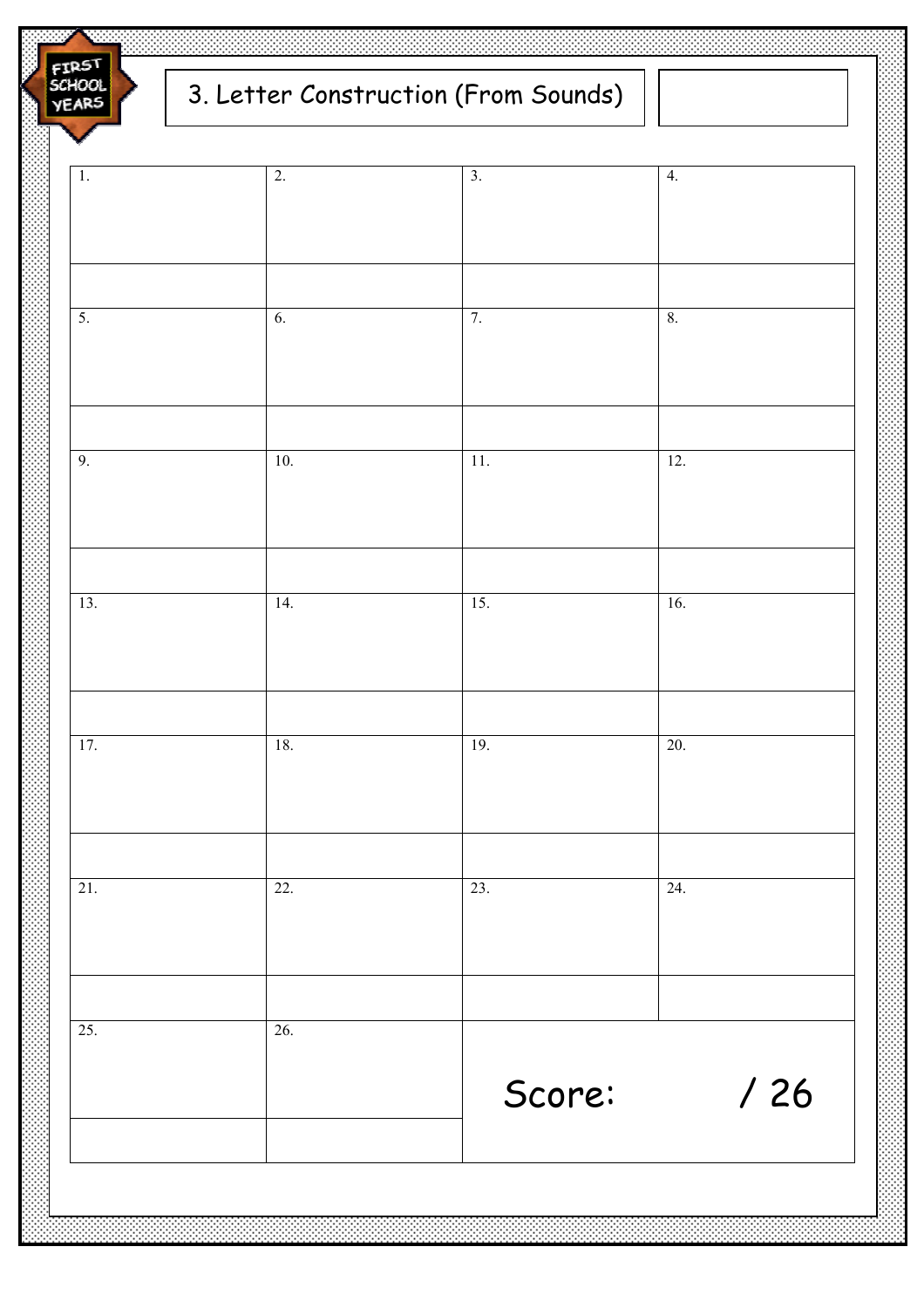FIRST SCHOOL YEARS

# 3. Letter Construction (From Sounds)

| 1. | 2. | 3. | 4. |
|---|---|---|---|
| | | | |
| 5. | 6. | 7. | 8. |
| | | | |
| 9. | 10. | 11. | 12. |
| | | | |
| 13. | 14. | 15. | 16. |
| | | | |
| 17. | 18. | 19. | 20. |
| | | | |
| 21. | 22. | 23. | 24. |
| | | | |
| 25. | 26. | Score: / 26 | |
| | | | |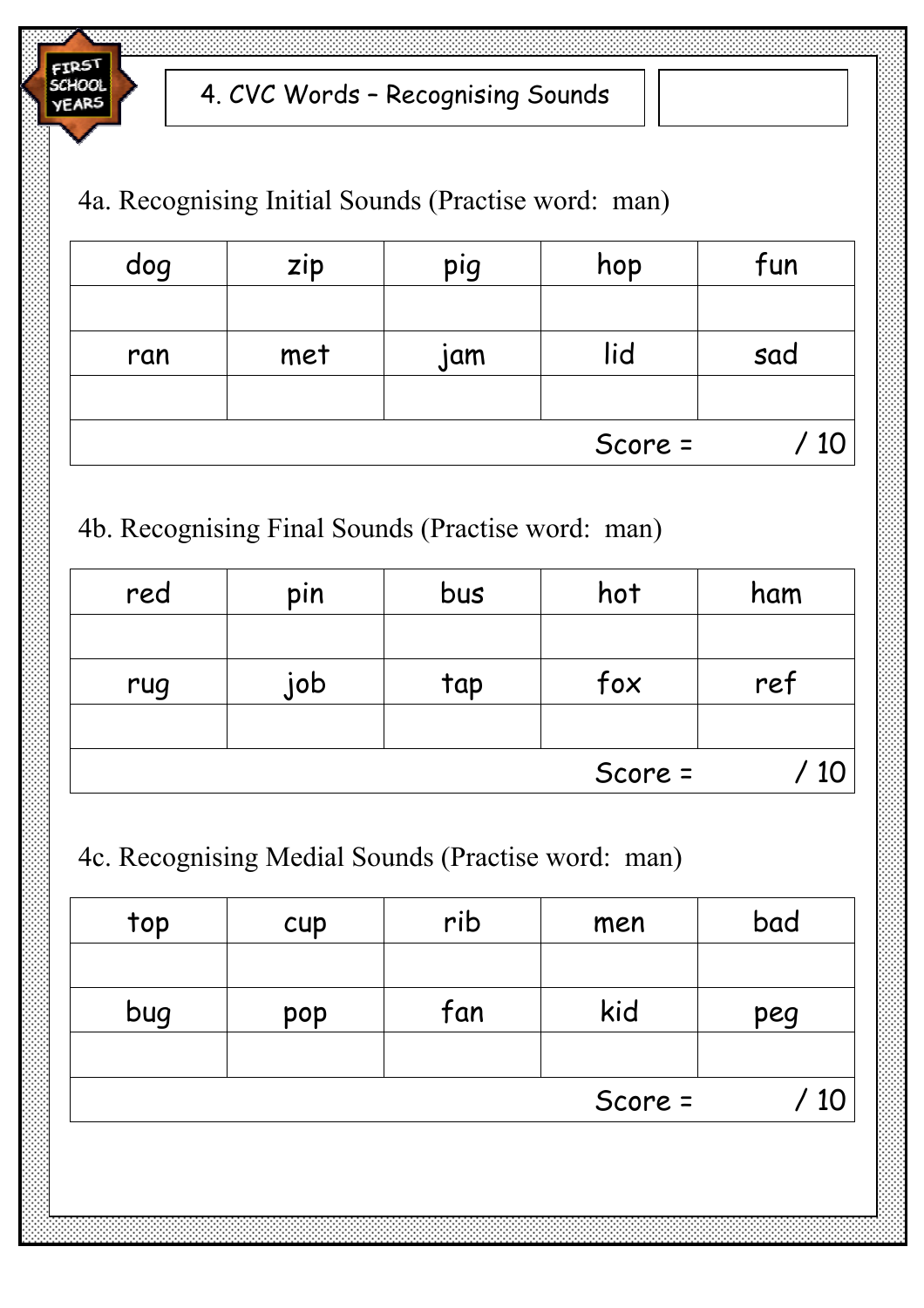FIRST SCHOOL YEARS

# 4. CVC Words – Recognising Sounds

## 4a. Recognising Initial Sounds (Practise word: man)

| dog | zip | pig | hop | fun |
|---|---|---|---|---|
| | | | | |
| ran | met | jam | lid | sad |
| | | | | |
| | | | Score = | / 10 |

## 4b. Recognising Final Sounds (Practise word: man)

| red | pin | bus | hot | ham |
|---|---|---|---|---|
| | | | | |
| rug | job | tap | fox | ref |
| | | | | |
| | | | Score = | / 10 |

## 4c. Recognising Medial Sounds (Practise word: man)

| top | cup | rib | men | bad |
|---|---|---|---|---|
| | | | | |
| bug | pop | fan | kid | peg |
| | | | | |
| | | | Score = | / 10 |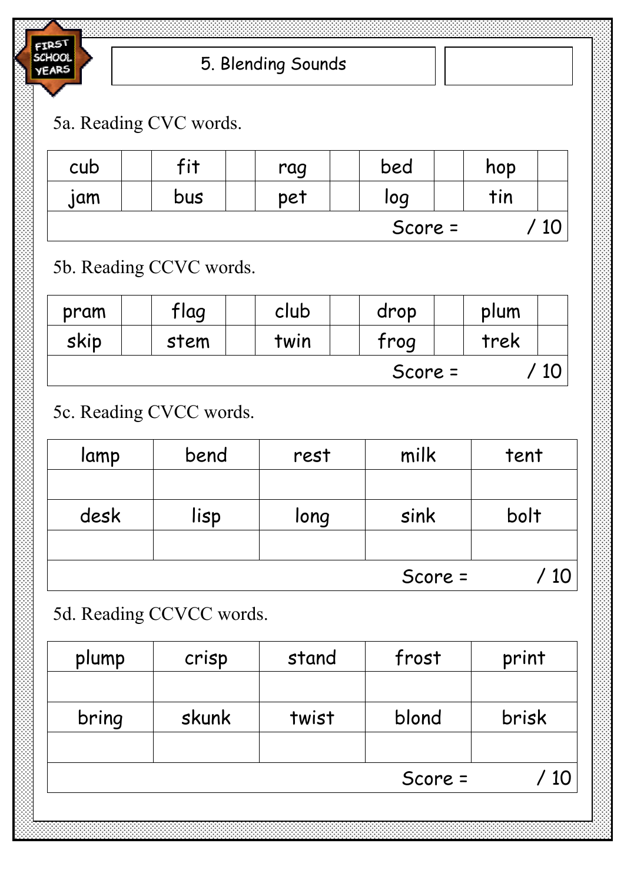FIRST SCHOOL YEARS

# 5. Blending Sounds

## 5a. Reading CVC words.

| cub | | fit | | rag | | bed | | hop | |
|---|---|---|---|---|---|---|---|---|---|
| jam | | bus | | pet | | log | | tin | |
| | | | | | | Score = | | / 10 | |

## 5b. Reading CCVC words.

| pram | | flag | | club | | drop | | plum | |
|---|---|---|---|---|---|---|---|---|---|
| skip | | stem | | twin | | frog | | trek | |
| | | | | | | Score = | | / 10 | |

## 5c. Reading CVCC words.

| lamp | bend | rest | milk | tent |
|---|---|---|---|---|
| | | | | |
| desk | lisp | long | sink | bolt |
| | | | | |
| | | | Score = | / 10 |

## 5d. Reading CCVCC words.

| plump | crisp | stand | frost | print |
|---|---|---|---|---|
| | | | | |
| bring | skunk | twist | blond | brisk |
| | | | | |
| | | | Score = | / 10 |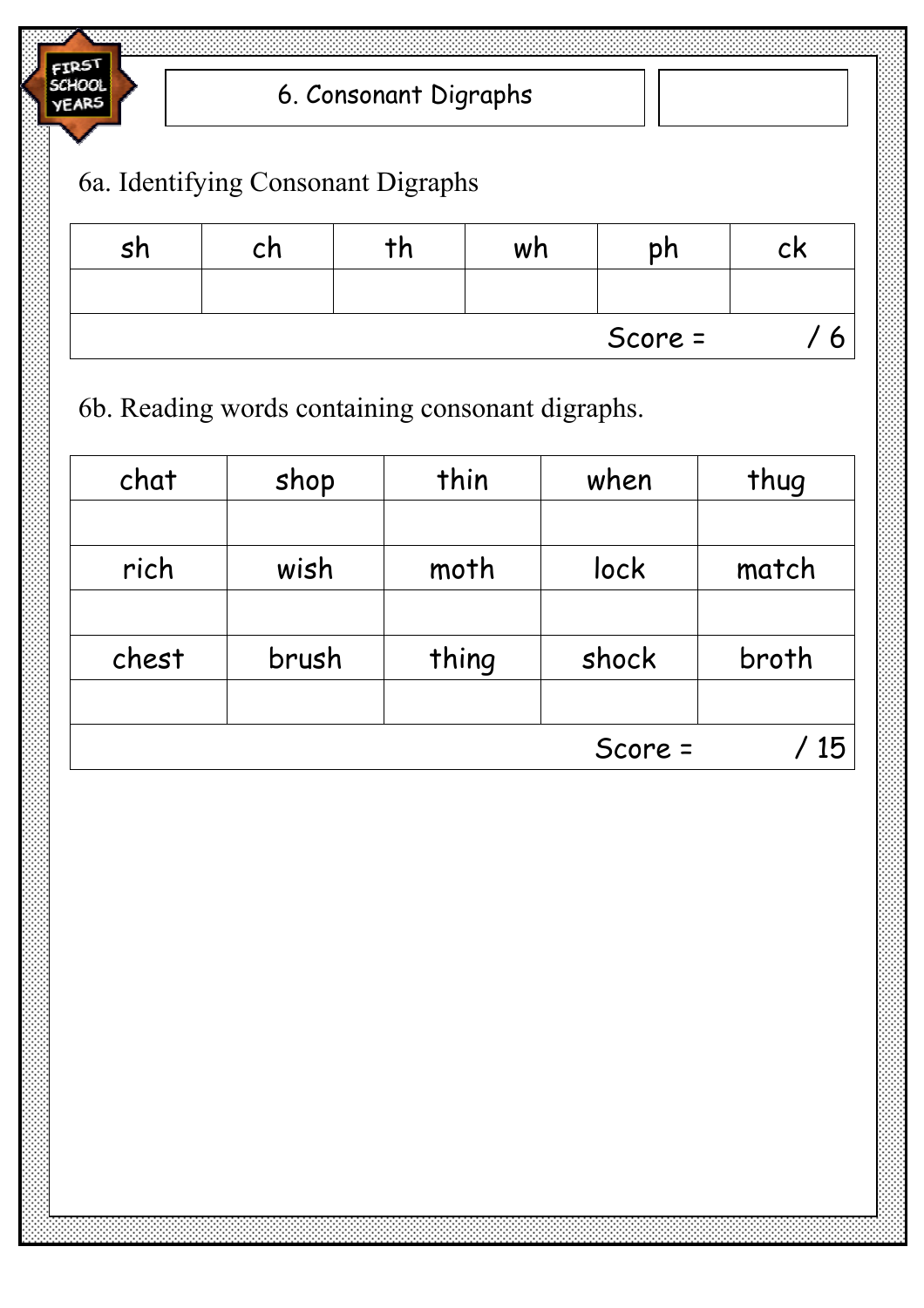FIRST SCHOOL YEARS

# 6. Consonant Digraphs

## 6a. Identifying Consonant Digraphs

| sh | ch | th | wh | ph | ck |
|---|---|---|---|---|---|
| | | | | | |
| | | | Score = | | / 6 |

## 6b. Reading words containing consonant digraphs.

| chat | shop | thin | when | thug |
|---|---|---|---|---|
| | | | | |
| rich | wish | moth | lock | match |
| | | | | |
| chest | brush | thing | shock | broth |
| | | | | |
| | | | Score = | / 15 |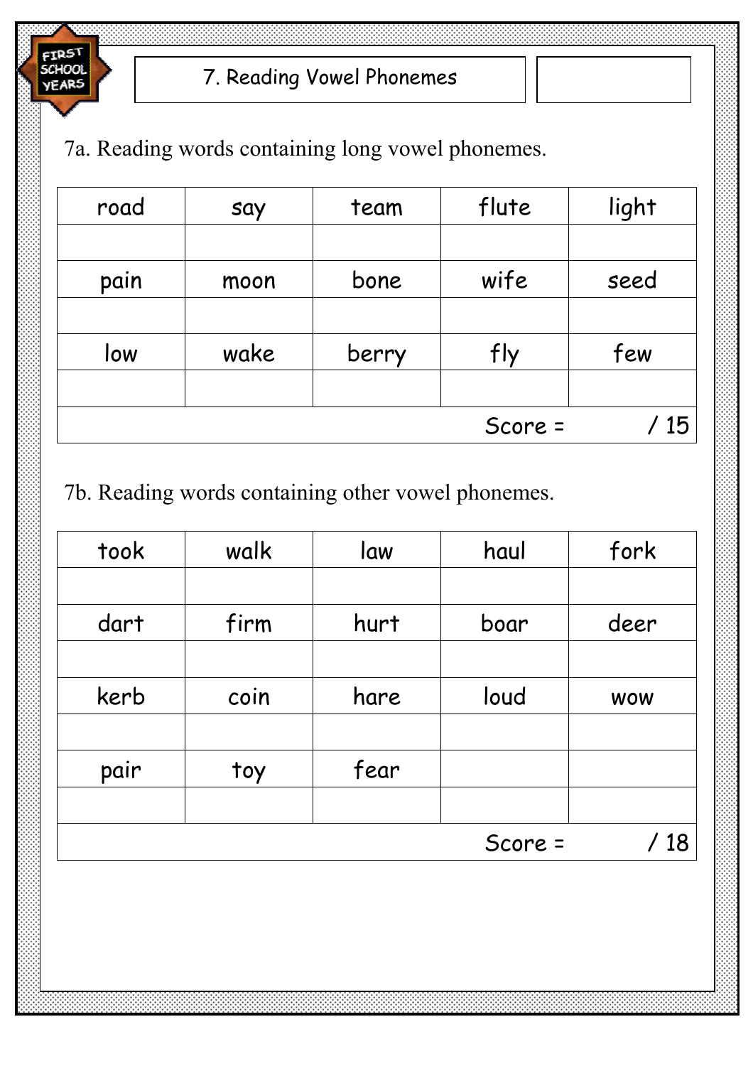FIRST SCHOOL YEARS

# 7. Reading Vowel Phonemes

7a. Reading words containing long vowel phonemes.

| road | say | team | flute | light |
|---|---|---|---|---|
| | | | | |
| pain | moon | bone | wife | seed |
| | | | | |
| low | wake | berry | fly | few |
| | | | | |
| | | | Score = | / 15 |

7b. Reading words containing other vowel phonemes.

| took | walk | law | haul | fork |
|---|---|---|---|---|
| | | | | |
| dart | firm | hurt | boar | deer |
| | | | | |
| kerb | coin | hare | loud | wow |
| | | | | |
| pair | toy | fear | | |
| | | | | |
| | | | Score = | / 18 |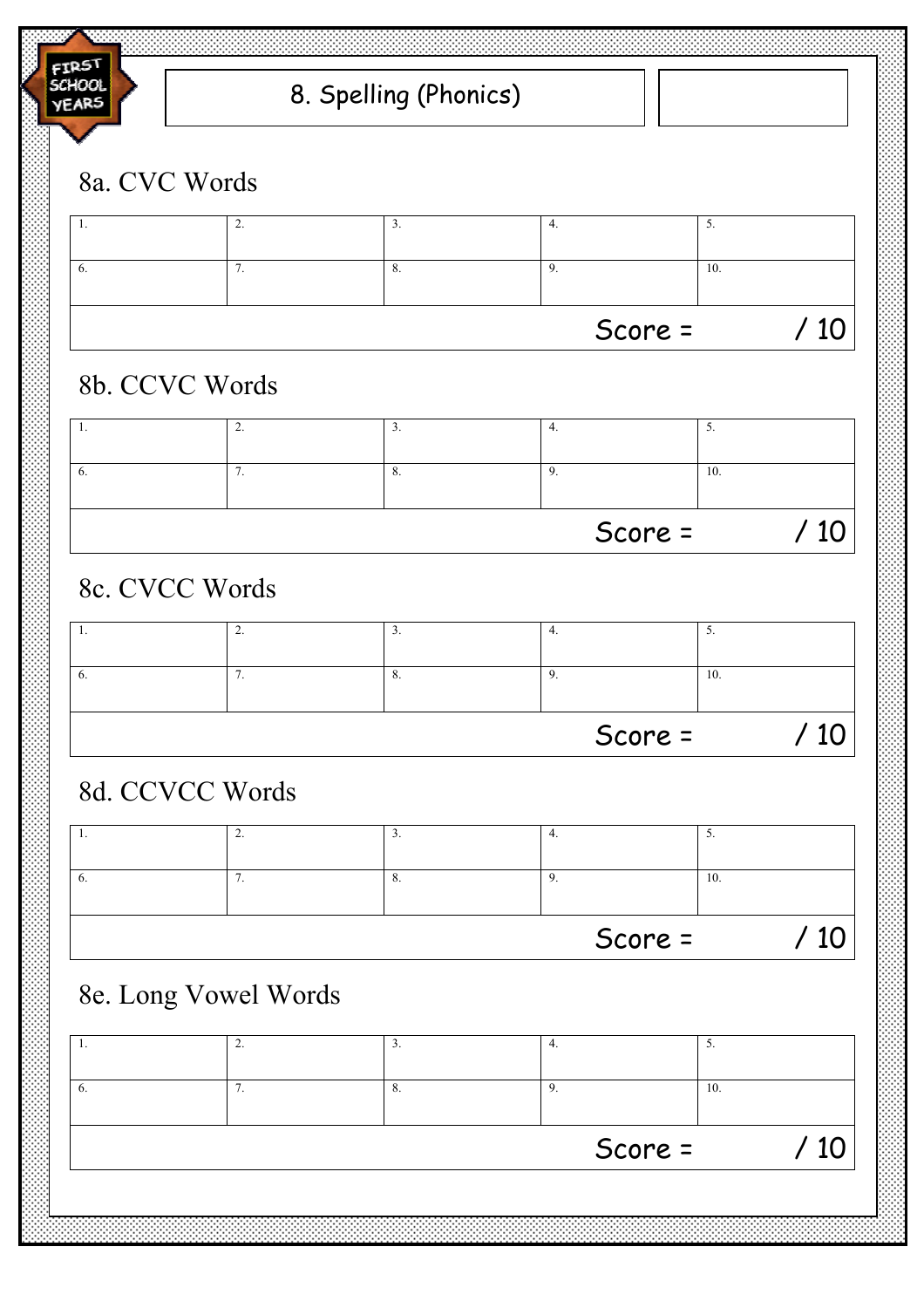FIRST SCHOOL YEARS

# 8. Spelling (Phonics)

## 8a. CVC Words

| 1. | 2. | 3. | 4. | 5. |
| --- | --- | --- | --- | --- |
| 6. | 7. | 8. | 9. | 10. |
| | | | Score = | / 10 |

## 8b. CCVC Words

| 1. | 2. | 3. | 4. | 5. |
| --- | --- | --- | --- | --- |
| 6. | 7. | 8. | 9. | 10. |
| | | | Score = | / 10 |

## 8c. CVCC Words

| 1. | 2. | 3. | 4. | 5. |
| --- | --- | --- | --- | --- |
| 6. | 7. | 8. | 9. | 10. |
| | | | Score = | / 10 |

## 8d. CCVCC Words

| 1. | 2. | 3. | 4. | 5. |
| --- | --- | --- | --- | --- |
| 6. | 7. | 8. | 9. | 10. |
| | | | Score = | / 10 |

## 8e. Long Vowel Words

| 1. | 2. | 3. | 4. | 5. |
| --- | --- | --- | --- | --- |
| 6. | 7. | 8. | 9. | 10. |
| | | | Score = | / 10 |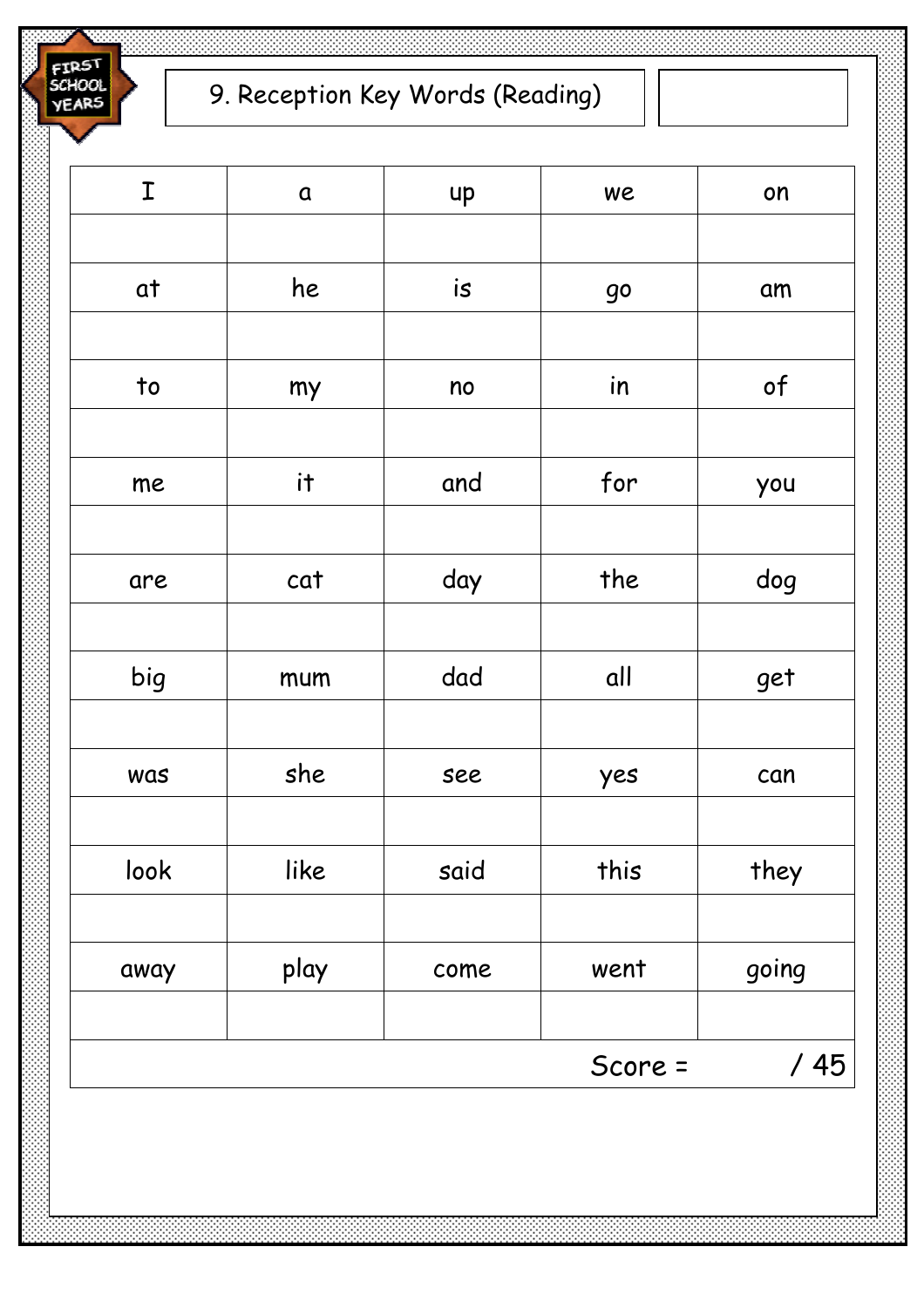FIRST SCHOOL YEARS

# 9. Reception Key Words (Reading)

| | | | | |
|---|---|---|---|---|
| I | a | up | we | on |
| | | | | |
| at | he | is | go | am |
| | | | | |
| to | my | no | in | of |
| | | | | |
| me | it | and | for | you |
| | | | | |
| are | cat | day | the | dog |
| | | | | |
| big | mum | dad | all | get |
| | | | | |
| was | she | see | yes | can |
| | | | | |
| look | like | said | this | they |
| | | | | |
| away | play | come | went | going |
| | | | | |
| | | | Score = | / 45 |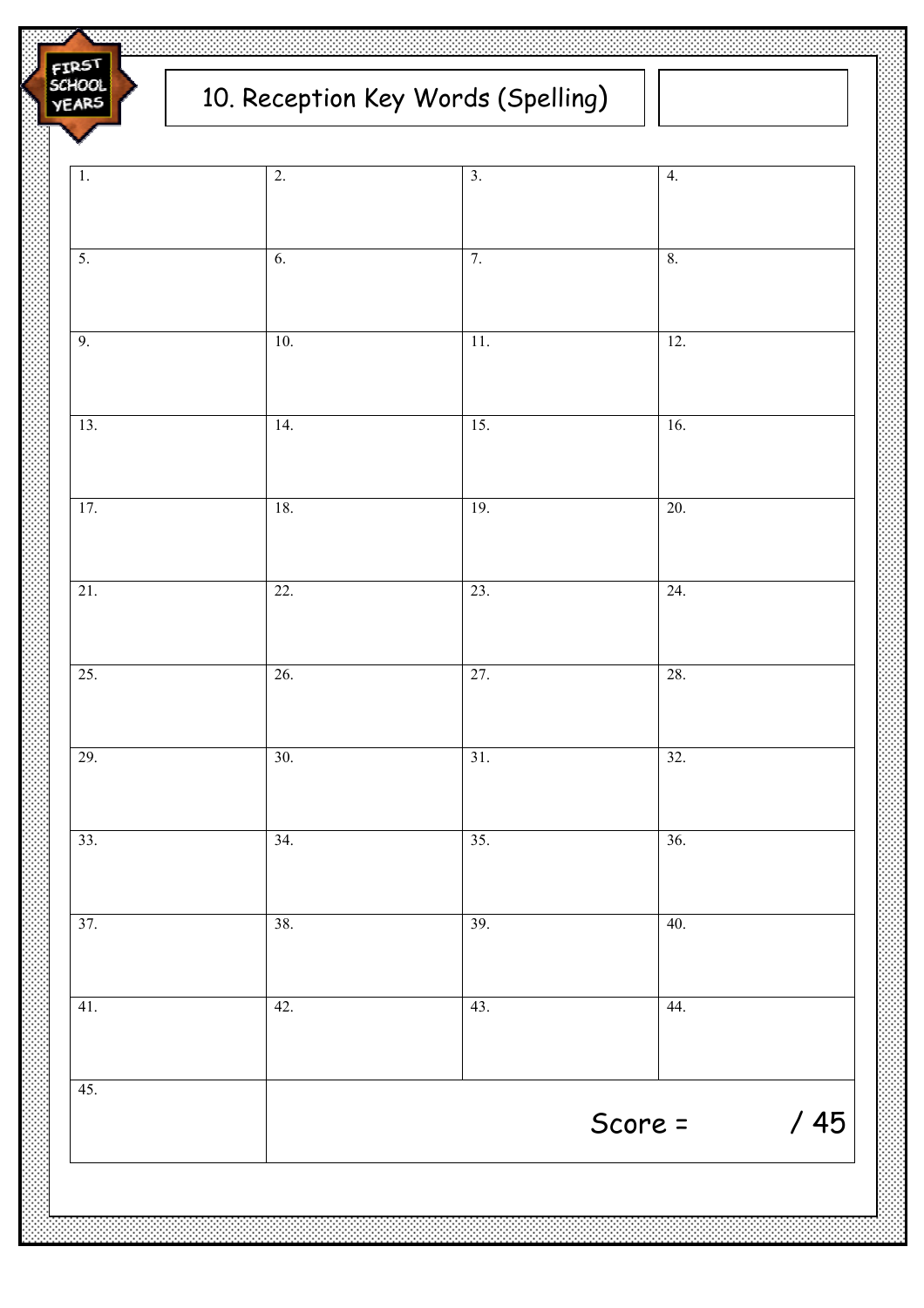FIRST SCHOOL YEARS

# 10. Reception Key Words (Spelling)

| | | | |
|---|---|---|---|
| 1. | 2. | 3. | 4. |
| 5. | 6. | 7. | 8. |
| 9. | 10. | 11. | 12. |
| 13. | 14. | 15. | 16. |
| 17. | 18. | 19. | 20. |
| 21. | 22. | 23. | 24. |
| 25. | 26. | 27. | 28. |
| 29. | 30. | 31. | 32. |
| 33. | 34. | 35. | 36. |
| 37. | 38. | 39. | 40. |
| 41. | 42. | 43. | 44. |
| 45. | Score = / 45 | | |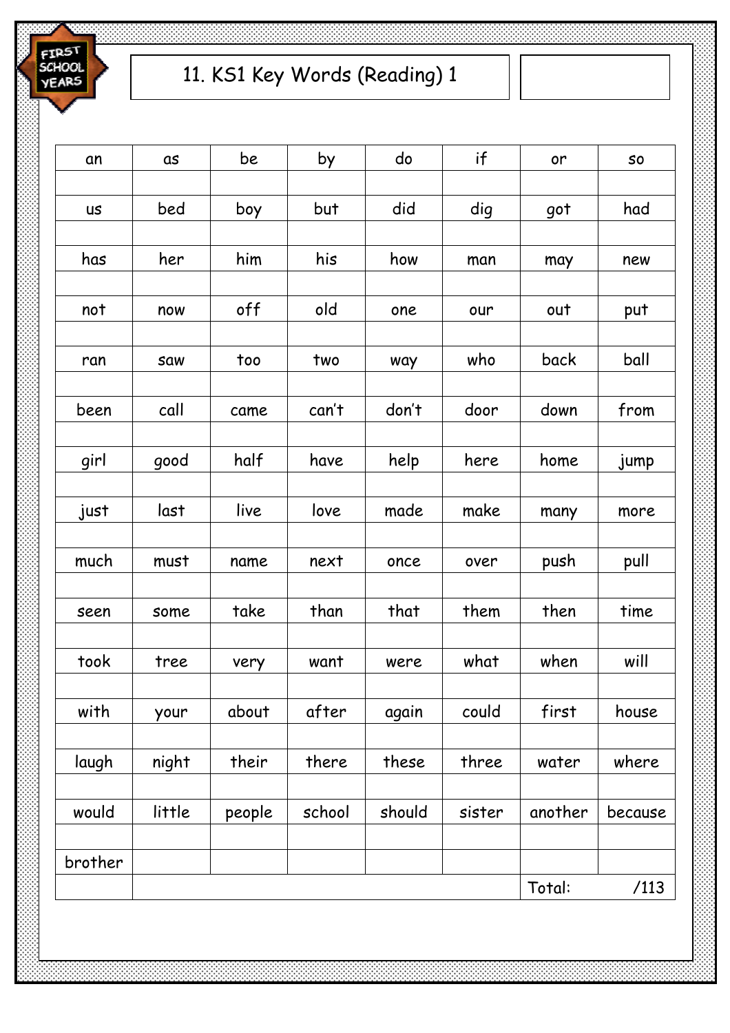FIRST SCHOOL YEARS

# 11. KS1 Key Words (Reading) 1

| an | as | be | by | do | if | or | so |
|---|---|---|---|---|---|---|---|
| | | | | | | | |
| us | bed | boy | but | did | dig | got | had |
| | | | | | | | |
| has | her | him | his | how | man | may | new |
| | | | | | | | |
| not | now | off | old | one | our | out | put |
| | | | | | | | |
| ran | saw | too | two | way | who | back | ball |
| | | | | | | | |
| been | call | came | can't | don't | door | down | from |
| | | | | | | | |
| girl | good | half | have | help | here | home | jump |
| | | | | | | | |
| just | last | live | love | made | make | many | more |
| | | | | | | | |
| much | must | name | next | once | over | push | pull |
| | | | | | | | |
| seen | some | take | than | that | them | then | time |
| | | | | | | | |
| took | tree | very | want | were | what | when | will |
| | | | | | | | |
| with | your | about | after | again | could | first | house |
| | | | | | | | |
| laugh | night | their | there | these | three | water | where |
| | | | | | | | |
| would | little | people | school | should | sister | another | because |
| | | | | | | | |
| brother | | | | | | | |
| | | | | | | Total: | /113 |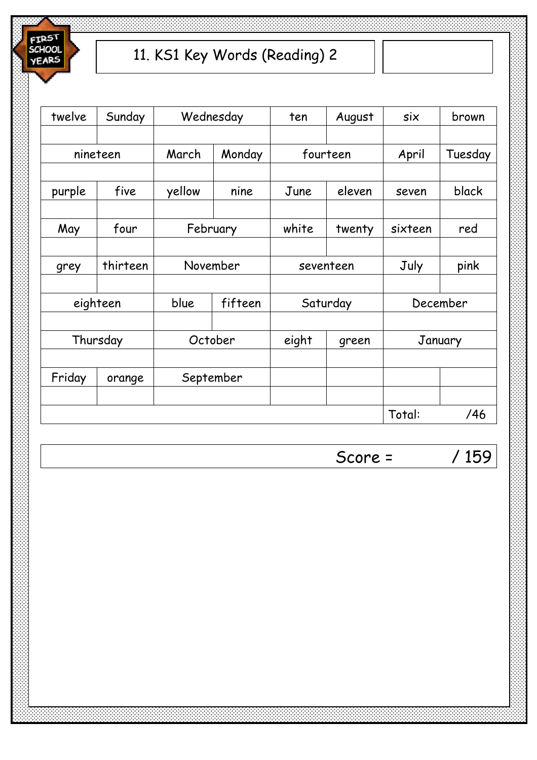FIRST SCHOOL YEARS

# 11. KS1 Key Words (Reading) 2

| twelve | Sunday | Wednesday | | ten | August | six | brown |
|---|---|---|---|---|---|---|---|
| | | | | | | | |
| nineteen | | March | Monday | fourteen | | April | Tuesday |
| | | | | | | | |
| purple | five | yellow | nine | June | eleven | seven | black |
| | | | | | | | |
| May | four | February | | white | twenty | sixteen | red |
| | | | | | | | |
| grey | thirteen | November | | seventeen | | July | pink |
| | | | | | | | |
| eighteen | | blue | fifteen | Saturday | | December | |
| | | | | | | | |
| Thursday | | October | | eight | green | January | |
| | | | | | | | |
| Friday | orange | September | | | | | |
| | | | | | | | |
| | | | | | | Total: | /46 |

Score = / 159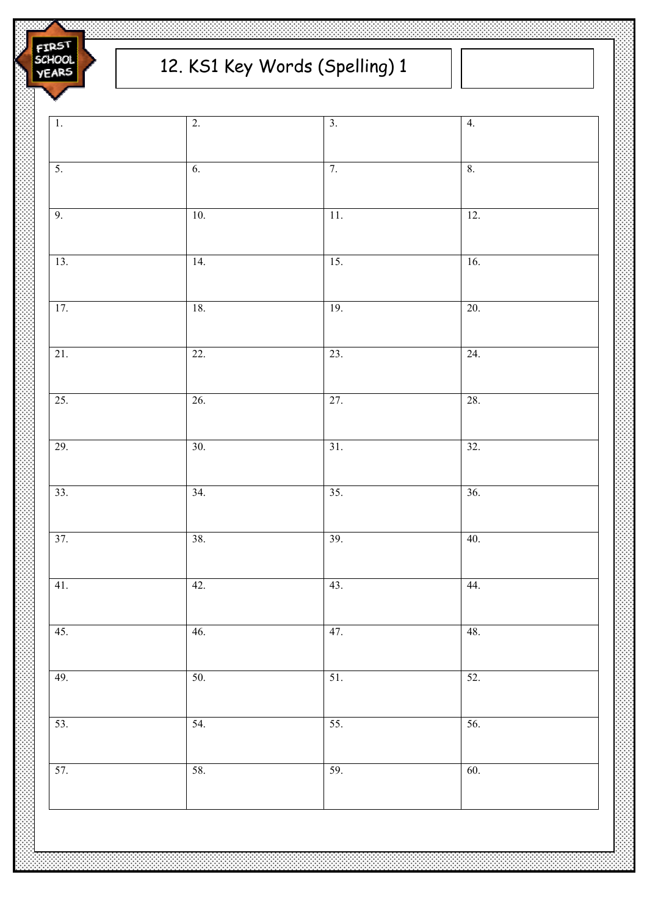FIRST SCHOOL YEARS

# 12. KS1 Key Words (Spelling) 1

| | | | |
|---|---|---|---|
| 1. | 2. | 3. | 4. |
| 5. | 6. | 7. | 8. |
| 9. | 10. | 11. | 12. |
| 13. | 14. | 15. | 16. |
| 17. | 18. | 19. | 20. |
| 21. | 22. | 23. | 24. |
| 25. | 26. | 27. | 28. |
| 29. | 30. | 31. | 32. |
| 33. | 34. | 35. | 36. |
| 37. | 38. | 39. | 40. |
| 41. | 42. | 43. | 44. |
| 45. | 46. | 47. | 48. |
| 49. | 50. | 51. | 52. |
| 53. | 54. | 55. | 56. |
| 57. | 58. | 59. | 60. |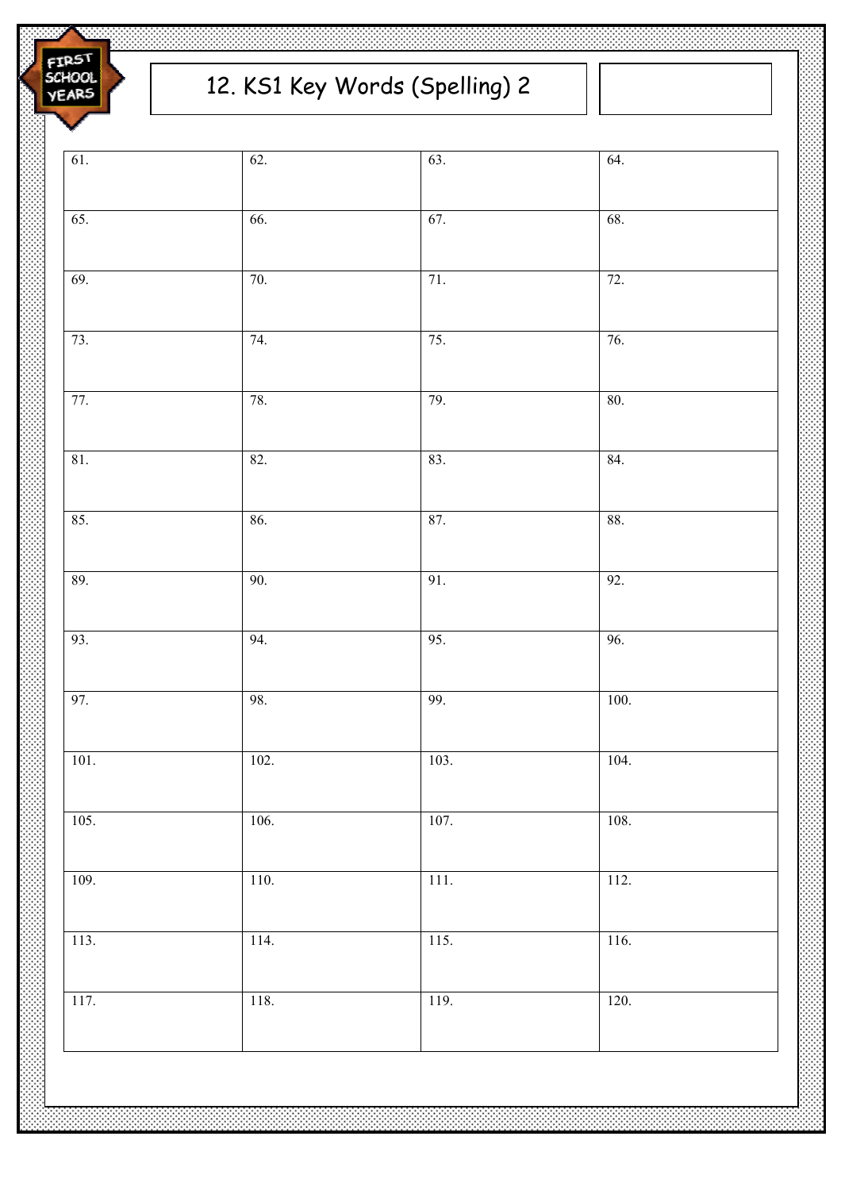FIRST SCHOOL YEARS

# 12. KS1 Key Words (Spelling) 2

| | | | |
|---|---|---|---|
| 61. | 62. | 63. | 64. |
| 65. | 66. | 67. | 68. |
| 69. | 70. | 71. | 72. |
| 73. | 74. | 75. | 76. |
| 77. | 78. | 79. | 80. |
| 81. | 82. | 83. | 84. |
| 85. | 86. | 87. | 88. |
| 89. | 90. | 91. | 92. |
| 93. | 94. | 95. | 96. |
| 97. | 98. | 99. | 100. |
| 101. | 102. | 103. | 104. |
| 105. | 106. | 107. | 108. |
| 109. | 110. | 111. | 112. |
| 113. | 114. | 115. | 116. |
| 117. | 118. | 119. | 120. |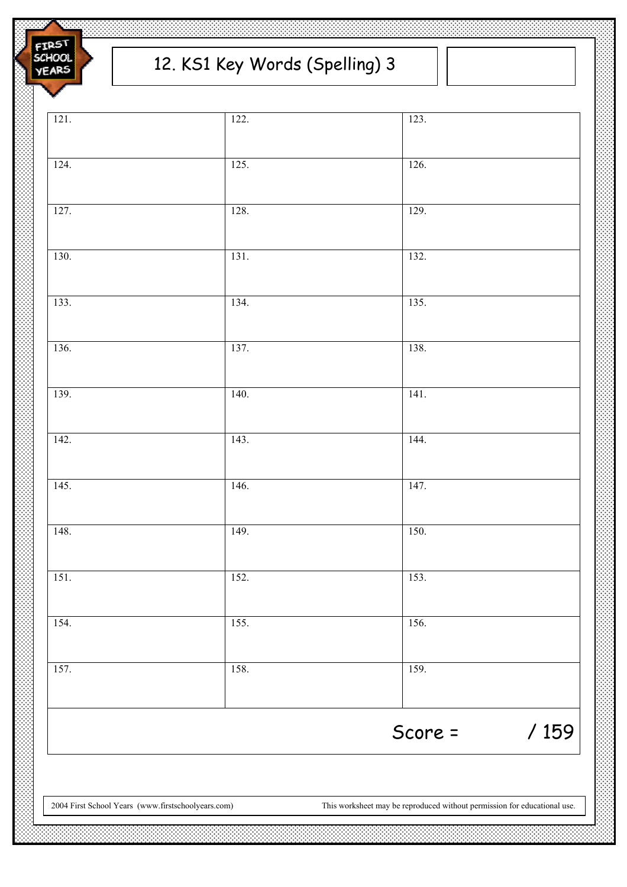FIRST SCHOOL YEARS

# 12. KS1 Key Words (Spelling) 3

| | | |
|---|---|---|
| 121. | 122. | 123. |
| 124. | 125. | 126. |
| 127. | 128. | 129. |
| 130. | 131. | 132. |
| 133. | 134. | 135. |
| 136. | 137. | 138. |
| 139. | 140. | 141. |
| 142. | 143. | 144. |
| 145. | 146. | 147. |
| 148. | 149. | 150. |
| 151. | 152. | 153. |
| 154. | 155. | 156. |
| 157. | 158. | 159. |

Score = / 159

2004 First School Years (www.firstschoolyears.com) This worksheet may be reproduced without permission for educational use.